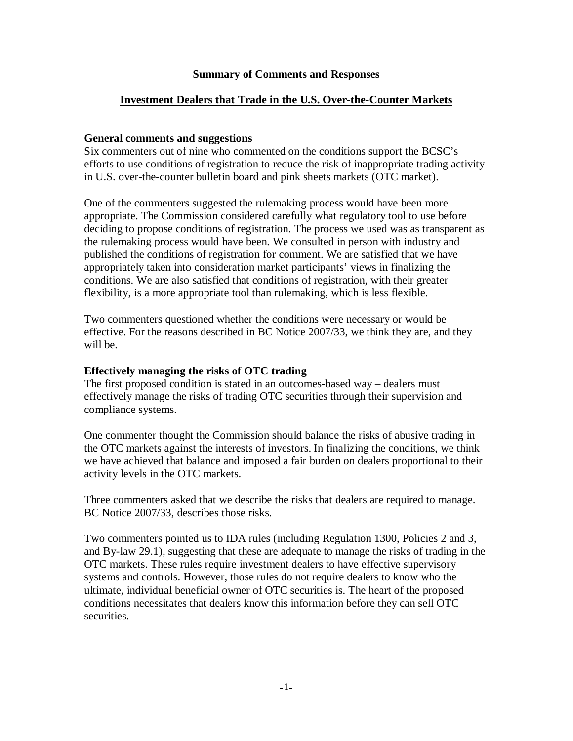**Summary of Comments and Responses**

**Investment Dealers that Trade in the U.S. Over-the-Counter Markets**

### General comments and suggestions

Six commenters out of nine who commented on the conditions support the BCSC's efforts to use conditions of registration to reduce the risk of inappropriate trading activity in U.S. over-the-counter bulletin board and pink sheets markets (OTC market).

One of the commenters suggested the rulemaking process would have been more appropriate. The Commission considered carefully what regulatory tool to use before deciding to propose conditions of registration. The process we used was as transparent as the rulemaking process would have been. We consulted in person with industry and published the conditions of registration for comment. We are satisfied that we have appropriately taken into consideration market participants' views in finalizing the conditions. We are also satisfied that conditions of registration, with their greater flexibility, is a more appropriate tool than rulemaking, which is less flexible.

Two commenters questioned whether the conditions were necessary or would be effective. For the reasons described in BC Notice 2007/33, we think they are, and they will be.

### Effectively managing the risks of OTC trading

The first proposed condition is stated in an outcomes-based way – dealers must effectively manage the risks of trading OTC securities through their supervision and compliance systems.

One commenter thought the Commission should balance the risks of abusive trading in the OTC markets against the interests of investors. In finalizing the conditions, we think we have achieved that balance and imposed a fair burden on dealers proportional to their activity levels in the OTC markets.

Three commenters asked that we describe the risks that dealers are required to manage. BC Notice 2007/33, describes those risks.

Two commenters pointed us to IDA rules (including Regulation 1300, Policies 2 and 3, and By-law 29.1), suggesting that these are adequate to manage the risks of trading in the OTC markets. These rules require investment dealers to have effective supervisory systems and controls. However, those rules do not require dealers to know who the ultimate, individual beneficial owner of OTC securities is. The heart of the proposed conditions necessitates that dealers know this information before they can sell OTC securities.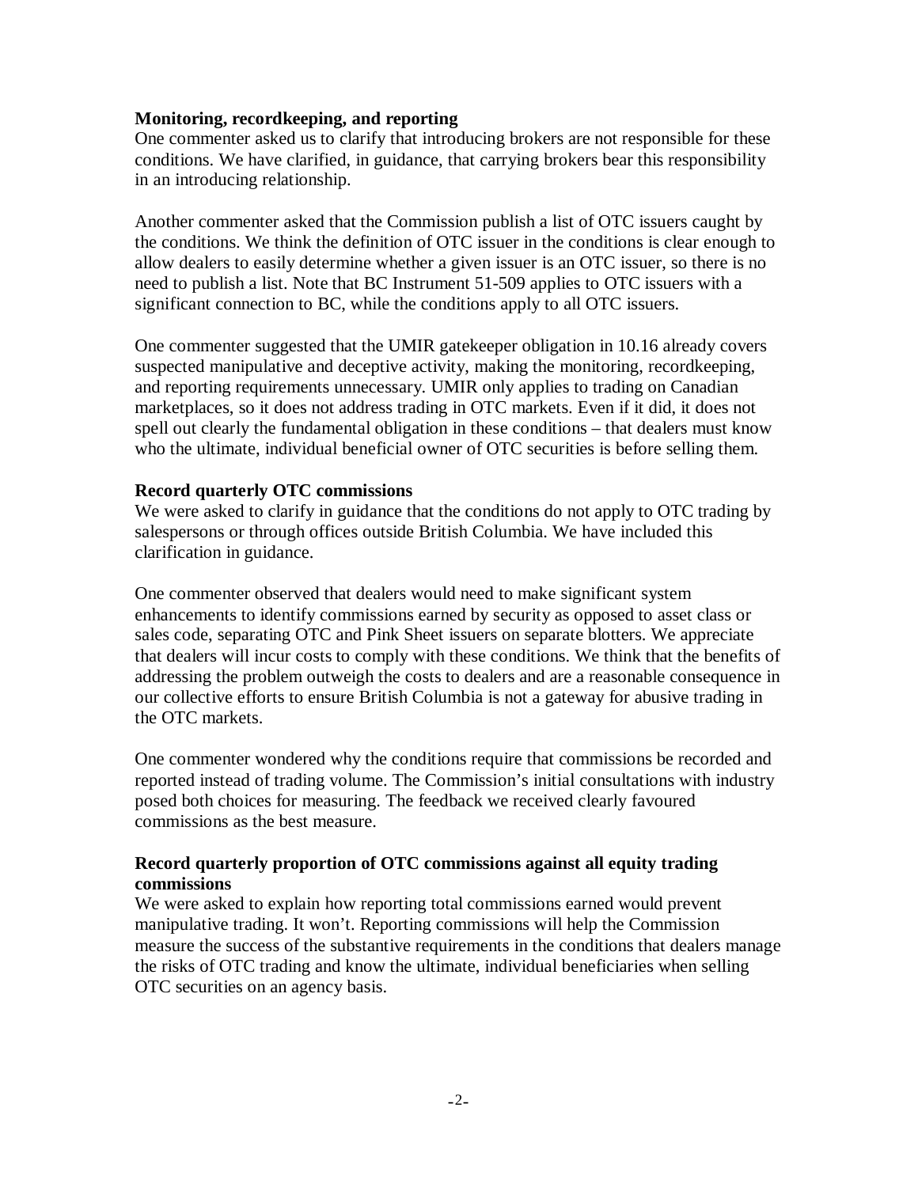**Monitoring, recordkeeping, and reporting**

One commenter asked us to clarify that introducing brokers are not responsible for these conditions. We have clarified, in guidance, that carrying brokers bear this responsibility in an introducing relationship.

Another commenter asked that the Commission publish a list of OTC issuers caught by the conditions. We think the definition of OTC issuer in the conditions is clear enough to allow dealers to easily determine whether a given issuer is an OTC issuer, so there is no need to publish a list. Note that BC Instrument 51-509 applies to OTC issuers with a significant connection to BC, while the conditions apply to all OTC issuers.

One commenter suggested that the UMIR gatekeeper obligation in 10.16 already covers suspected manipulative and deceptive activity, making the monitoring, recordkeeping, and reporting requirements unnecessary. UMIR only applies to trading on Canadian marketplaces, so it does not address trading in OTC markets. Even if it did, it does not spell out clearly the fundamental obligation in these conditions – that dealers must know who the ultimate, individual beneficial owner of OTC securities is before selling them.

**Record quarterly OTC commissions**

We were asked to clarify in guidance that the conditions do not apply to OTC trading by salespersons or through offices outside British Columbia. We have included this clarification in guidance.

One commenter observed that dealers would need to make significant system enhancements to identify commissions earned by security as opposed to asset class or sales code, separating OTC and Pink Sheet issuers on separate blotters. We appreciate that dealers will incur costs to comply with these conditions. We think that the benefits of addressing the problem outweigh the costs to dealers and are a reasonable consequence in our collective efforts to ensure British Columbia is not a gateway for abusive trading in the OTC markets.

One commenter wondered why the conditions require that commissions be recorded and reported instead of trading volume. The Commission's initial consultations with industry posed both choices for measuring. The feedback we received clearly favoured commissions as the best measure.

**Record quarterly proportion of OTC commissions against all equity trading commissions**

We were asked to explain how reporting total commissions earned would prevent manipulative trading. It won't. Reporting commissions will help the Commission measure the success of the substantive requirements in the conditions that dealers manage the risks of OTC trading and know the ultimate, individual beneficiaries when selling OTC securities on an agency basis.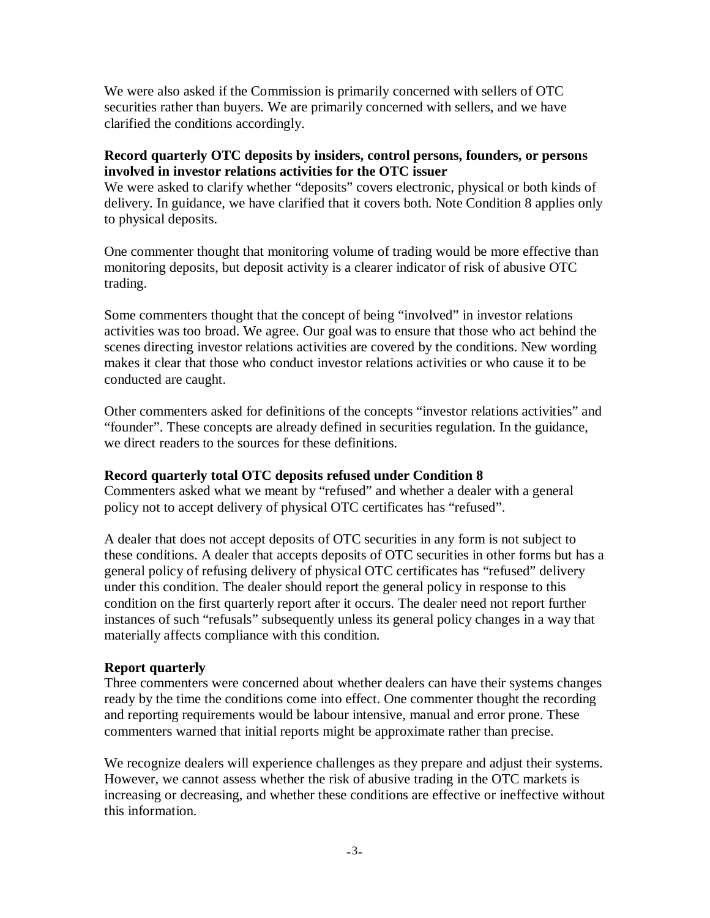We were also asked if the Commission is primarily concerned with sellers of OTC securities rather than buyers. We are primarily concerned with sellers, and we have clarified the conditions accordingly.

**Record quarterly OTC deposits by insiders, control persons, founders, or persons involved in investor relations activities for the OTC issuer**

We were asked to clarify whether "deposits" covers electronic, physical or both kinds of delivery. In guidance, we have clarified that it covers both. Note Condition 8 applies only to physical deposits.

One commenter thought that monitoring volume of trading would be more effective than monitoring deposits, but deposit activity is a clearer indicator of risk of abusive OTC trading.

Some commenters thought that the concept of being "involved" in investor relations activities was too broad. We agree. Our goal was to ensure that those who act behind the scenes directing investor relations activities are covered by the conditions. New wording makes it clear that those who conduct investor relations activities or who cause it to be conducted are caught.

Other commenters asked for definitions of the concepts "investor relations activities" and "founder". These concepts are already defined in securities regulation. In the guidance, we direct readers to the sources for these definitions.

**Record quarterly total OTC deposits refused under Condition 8**

Commenters asked what we meant by "refused" and whether a dealer with a general policy not to accept delivery of physical OTC certificates has "refused".

A dealer that does not accept deposits of OTC securities in any form is not subject to these conditions. A dealer that accepts deposits of OTC securities in other forms but has a general policy of refusing delivery of physical OTC certificates has "refused" delivery under this condition. The dealer should report the general policy in response to this condition on the first quarterly report after it occurs. The dealer need not report further instances of such "refusals" subsequently unless its general policy changes in a way that materially affects compliance with this condition.

**Report quarterly**

Three commenters were concerned about whether dealers can have their systems changes ready by the time the conditions come into effect. One commenter thought the recording and reporting requirements would be labour intensive, manual and error prone. These commenters warned that initial reports might be approximate rather than precise.

We recognize dealers will experience challenges as they prepare and adjust their systems. However, we cannot assess whether the risk of abusive trading in the OTC markets is increasing or decreasing, and whether these conditions are effective or ineffective without this information.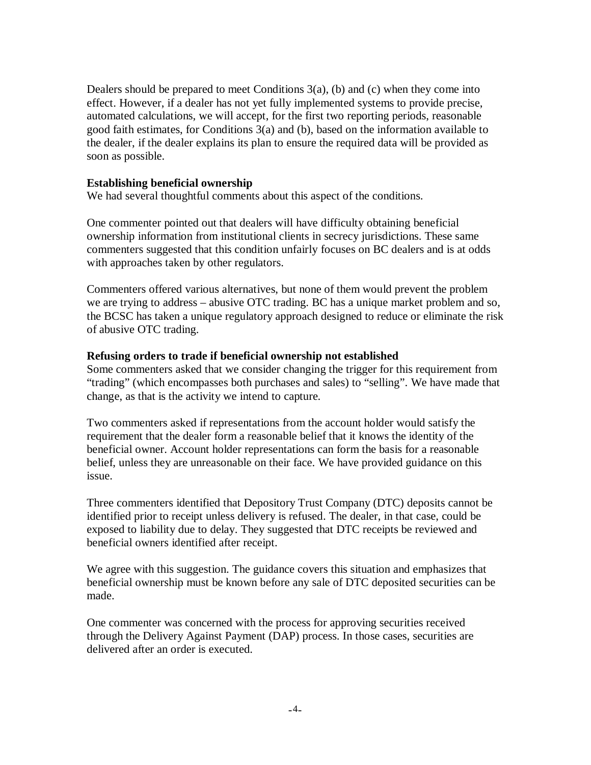Dealers should be prepared to meet Conditions 3(a), (b) and (c) when they come into effect. However, if a dealer has not yet fully implemented systems to provide precise, automated calculations, we will accept, for the first two reporting periods, reasonable good faith estimates, for Conditions 3(a) and (b), based on the information available to the dealer, if the dealer explains its plan to ensure the required data will be provided as soon as possible.

**Establishing beneficial ownership**

We had several thoughtful comments about this aspect of the conditions.

One commenter pointed out that dealers will have difficulty obtaining beneficial ownership information from institutional clients in secrecy jurisdictions. These same commenters suggested that this condition unfairly focuses on BC dealers and is at odds with approaches taken by other regulators.

Commenters offered various alternatives, but none of them would prevent the problem we are trying to address – abusive OTC trading. BC has a unique market problem and so, the BCSC has taken a unique regulatory approach designed to reduce or eliminate the risk of abusive OTC trading.

**Refusing orders to trade if beneficial ownership not established**

Some commenters asked that we consider changing the trigger for this requirement from "trading" (which encompasses both purchases and sales) to "selling". We have made that change, as that is the activity we intend to capture.

Two commenters asked if representations from the account holder would satisfy the requirement that the dealer form a reasonable belief that it knows the identity of the beneficial owner. Account holder representations can form the basis for a reasonable belief, unless they are unreasonable on their face. We have provided guidance on this issue.

Three commenters identified that Depository Trust Company (DTC) deposits cannot be identified prior to receipt unless delivery is refused. The dealer, in that case, could be exposed to liability due to delay. They suggested that DTC receipts be reviewed and beneficial owners identified after receipt.

We agree with this suggestion. The guidance covers this situation and emphasizes that beneficial ownership must be known before any sale of DTC deposited securities can be made.

One commenter was concerned with the process for approving securities received through the Delivery Against Payment (DAP) process. In those cases, securities are delivered after an order is executed.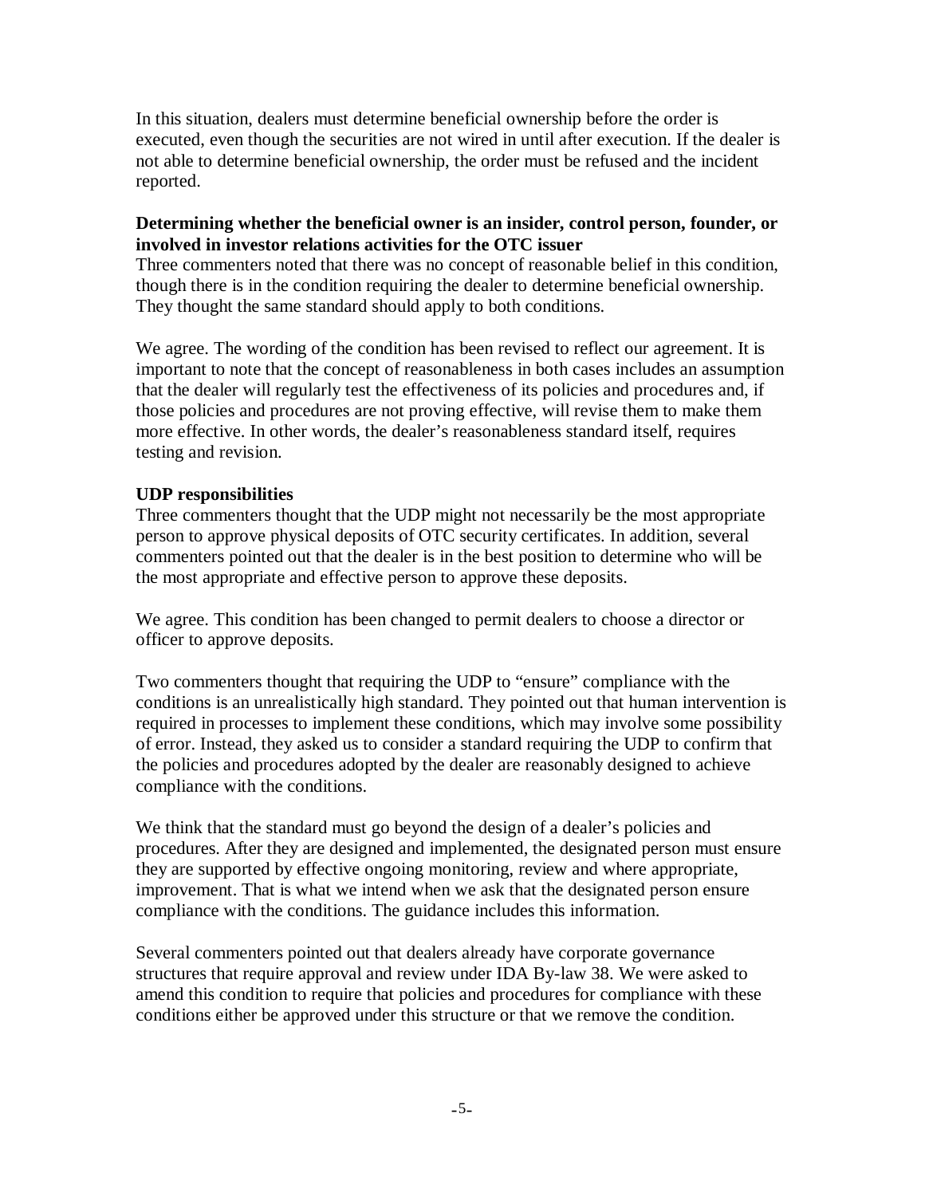In this situation, dealers must determine beneficial ownership before the order is executed, even though the securities are not wired in until after execution. If the dealer is not able to determine beneficial ownership, the order must be refused and the incident reported.

**Determining whether the beneficial owner is an insider, control person, founder, or involved in investor relations activities for the OTC issuer**

Three commenters noted that there was no concept of reasonable belief in this condition, though there is in the condition requiring the dealer to determine beneficial ownership. They thought the same standard should apply to both conditions.

We agree. The wording of the condition has been revised to reflect our agreement. It is important to note that the concept of reasonableness in both cases includes an assumption that the dealer will regularly test the effectiveness of its policies and procedures and, if those policies and procedures are not proving effective, will revise them to make them more effective. In other words, the dealer's reasonableness standard itself, requires testing and revision.

**UDP responsibilities**

Three commenters thought that the UDP might not necessarily be the most appropriate person to approve physical deposits of OTC security certificates. In addition, several commenters pointed out that the dealer is in the best position to determine who will be the most appropriate and effective person to approve these deposits.

We agree. This condition has been changed to permit dealers to choose a director or officer to approve deposits.

Two commenters thought that requiring the UDP to "ensure" compliance with the conditions is an unrealistically high standard. They pointed out that human intervention is required in processes to implement these conditions, which may involve some possibility of error. Instead, they asked us to consider a standard requiring the UDP to confirm that the policies and procedures adopted by the dealer are reasonably designed to achieve compliance with the conditions.

We think that the standard must go beyond the design of a dealer's policies and procedures. After they are designed and implemented, the designated person must ensure they are supported by effective ongoing monitoring, review and where appropriate, improvement. That is what we intend when we ask that the designated person ensure compliance with the conditions. The guidance includes this information.

Several commenters pointed out that dealers already have corporate governance structures that require approval and review under IDA By-law 38. We were asked to amend this condition to require that policies and procedures for compliance with these conditions either be approved under this structure or that we remove the condition.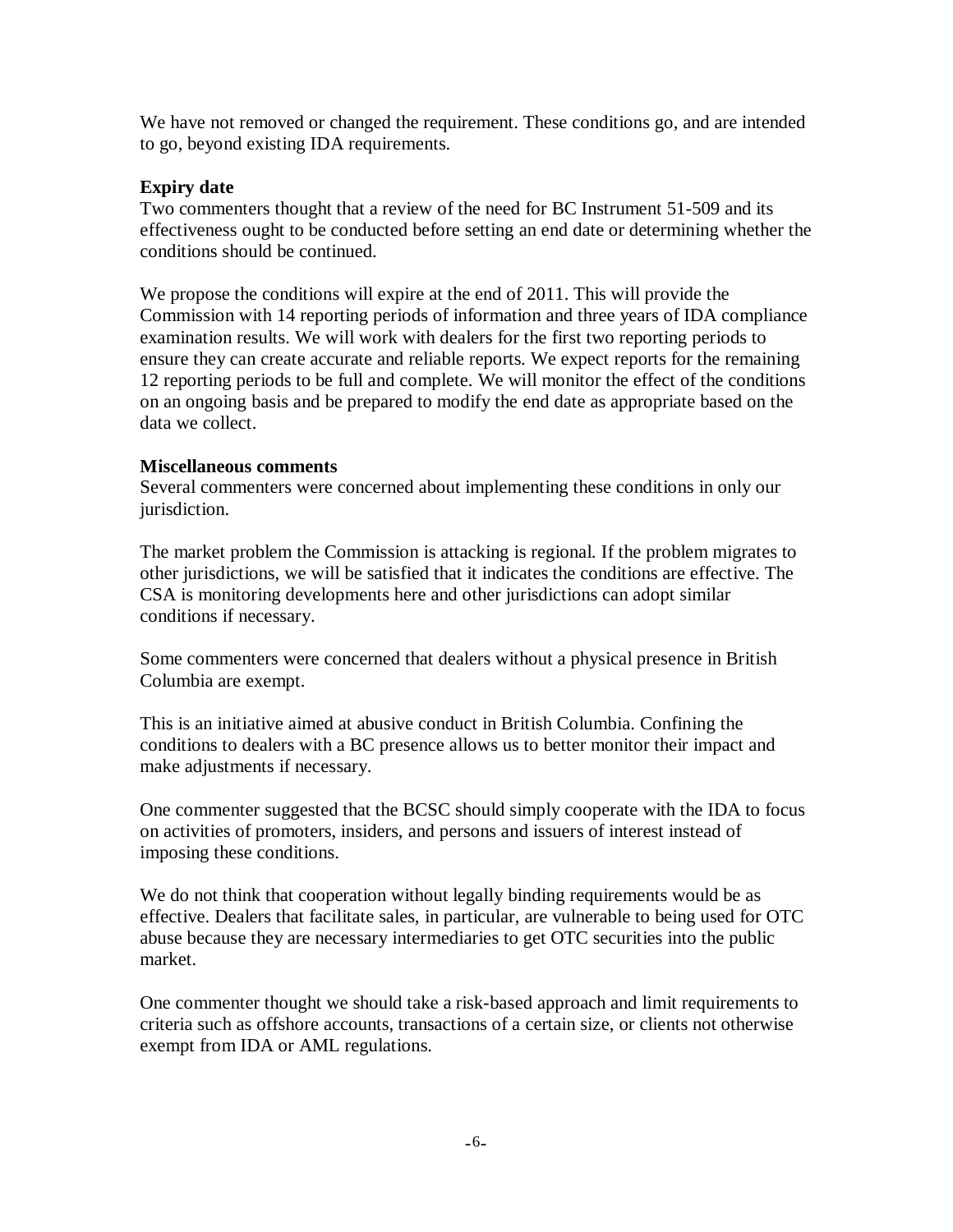We have not removed or changed the requirement. These conditions go, and are intended to go, beyond existing IDA requirements.

**Expiry date**

Two commenters thought that a review of the need for BC Instrument 51-509 and its effectiveness ought to be conducted before setting an end date or determining whether the conditions should be continued.

We propose the conditions will expire at the end of 2011. This will provide the Commission with 14 reporting periods of information and three years of IDA compliance examination results. We will work with dealers for the first two reporting periods to ensure they can create accurate and reliable reports. We expect reports for the remaining 12 reporting periods to be full and complete. We will monitor the effect of the conditions on an ongoing basis and be prepared to modify the end date as appropriate based on the data we collect.

**Miscellaneous comments**

Several commenters were concerned about implementing these conditions in only our jurisdiction.

The market problem the Commission is attacking is regional. If the problem migrates to other jurisdictions, we will be satisfied that it indicates the conditions are effective. The CSA is monitoring developments here and other jurisdictions can adopt similar conditions if necessary.

Some commenters were concerned that dealers without a physical presence in British Columbia are exempt.

This is an initiative aimed at abusive conduct in British Columbia. Confining the conditions to dealers with a BC presence allows us to better monitor their impact and make adjustments if necessary.

One commenter suggested that the BCSC should simply cooperate with the IDA to focus on activities of promoters, insiders, and persons and issuers of interest instead of imposing these conditions.

We do not think that cooperation without legally binding requirements would be as effective. Dealers that facilitate sales, in particular, are vulnerable to being used for OTC abuse because they are necessary intermediaries to get OTC securities into the public market.

One commenter thought we should take a risk-based approach and limit requirements to criteria such as offshore accounts, transactions of a certain size, or clients not otherwise exempt from IDA or AML regulations.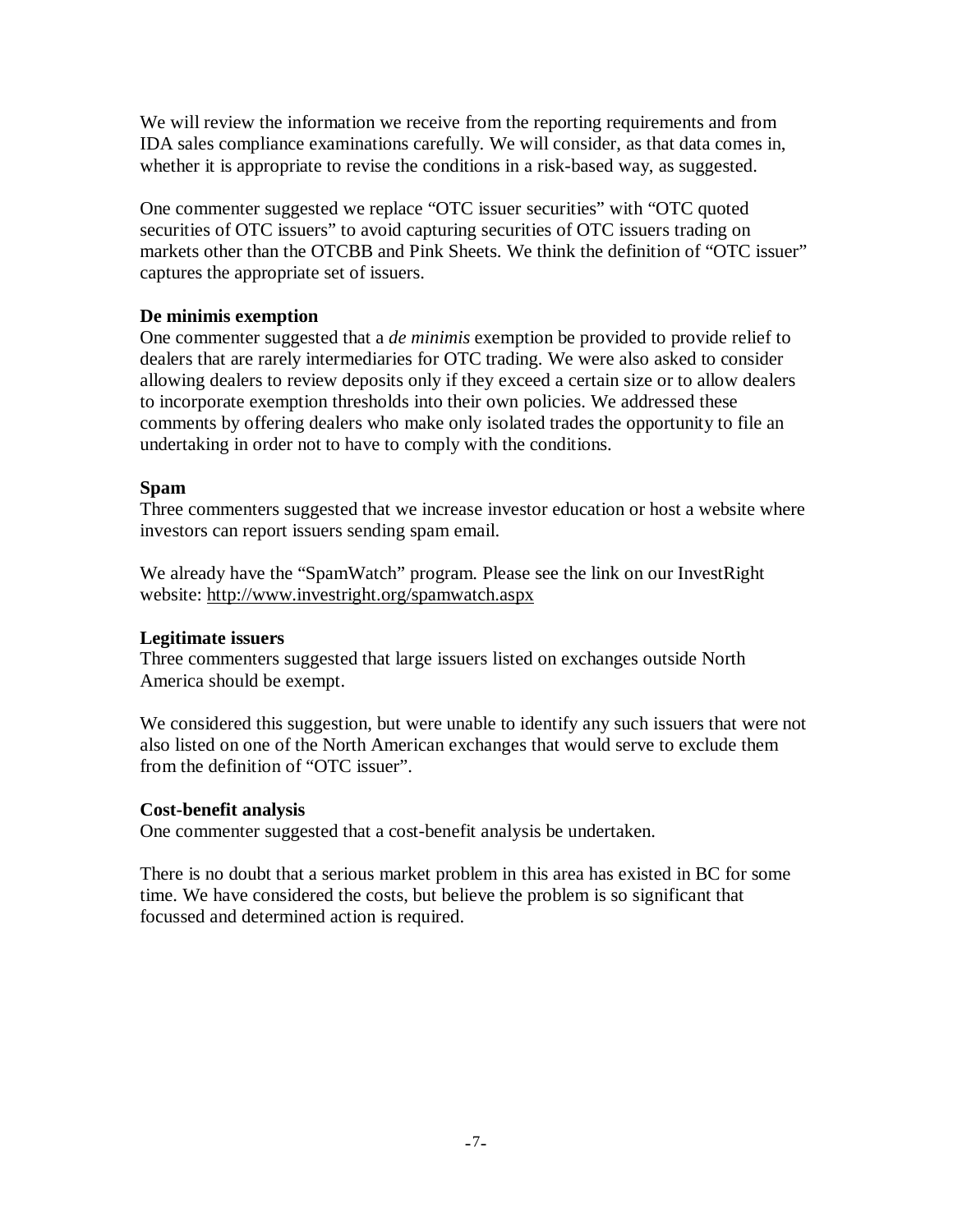We will review the information we receive from the reporting requirements and from IDA sales compliance examinations carefully. We will consider, as that data comes in, whether it is appropriate to revise the conditions in a risk-based way, as suggested.

One commenter suggested we replace "OTC issuer securities" with "OTC quoted securities of OTC issuers" to avoid capturing securities of OTC issuers trading on markets other than the OTCBB and Pink Sheets. We think the definition of "OTC issuer" captures the appropriate set of issuers.

**De minimis exemption**

One commenter suggested that a *de minimis* exemption be provided to provide relief to dealers that are rarely intermediaries for OTC trading. We were also asked to consider allowing dealers to review deposits only if they exceed a certain size or to allow dealers to incorporate exemption thresholds into their own policies. We addressed these comments by offering dealers who make only isolated trades the opportunity to file an undertaking in order not to have to comply with the conditions.

**Spam**

Three commenters suggested that we increase investor education or host a website where investors can report issuers sending spam email.

We already have the "SpamWatch" program. Please see the link on our InvestRight website: http://www.investright.org/spamwatch.aspx

**Legitimate issuers**

Three commenters suggested that large issuers listed on exchanges outside North America should be exempt.

We considered this suggestion, but were unable to identify any such issuers that were not also listed on one of the North American exchanges that would serve to exclude them from the definition of "OTC issuer".

**Cost-benefit analysis**

One commenter suggested that a cost-benefit analysis be undertaken.

There is no doubt that a serious market problem in this area has existed in BC for some time. We have considered the costs, but believe the problem is so significant that focussed and determined action is required.